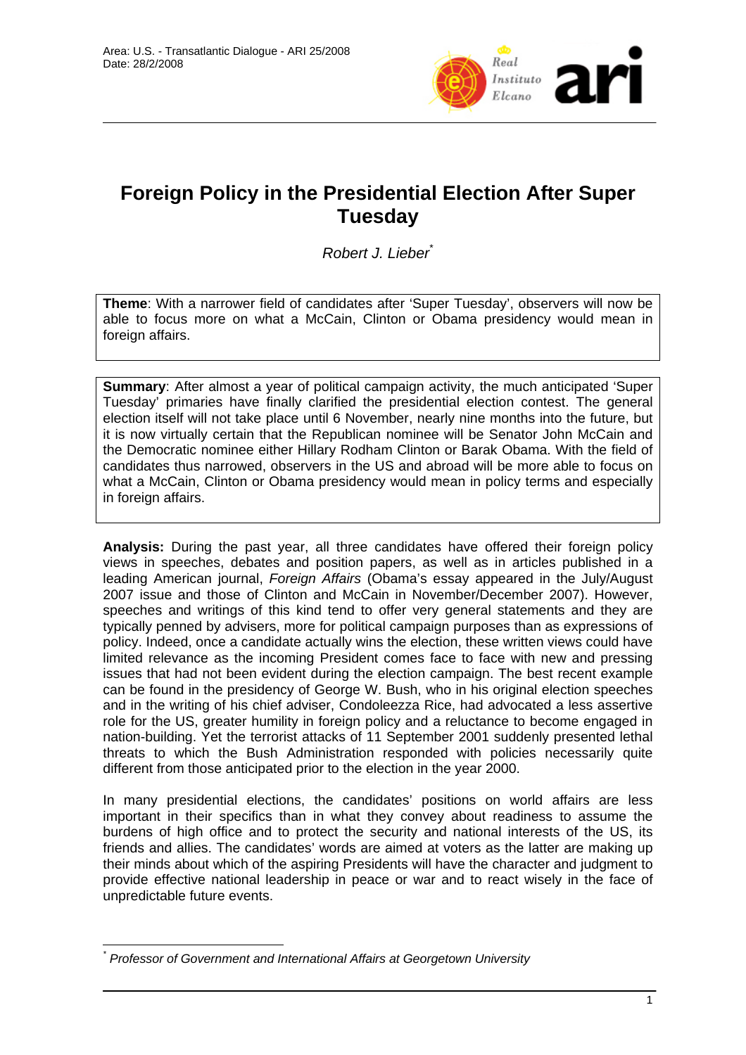Area: U.S. - Transatlantic Dialogue - ARI 25/2008
Date: 28/2/2008

# Foreign Policy in the Presidential Election After Super Tuesday

*Robert J. Lieber*[*]

**Theme**: With a narrower field of candidates after 'Super Tuesday', observers will now be able to focus more on what a McCain, Clinton or Obama presidency would mean in foreign affairs.

**Summary**: After almost a year of political campaign activity, the much anticipated 'Super Tuesday' primaries have finally clarified the presidential election contest. The general election itself will not take place until 6 November, nearly nine months into the future, but it is now virtually certain that the Republican nominee will be Senator John McCain and the Democratic nominee either Hillary Rodham Clinton or Barak Obama. With the field of candidates thus narrowed, observers in the US and abroad will be more able to focus on what a McCain, Clinton or Obama presidency would mean in policy terms and especially in foreign affairs.

**Analysis:** During the past year, all three candidates have offered their foreign policy views in speeches, debates and position papers, as well as in articles published in a leading American journal, *Foreign Affairs* (Obama's essay appeared in the July/August 2007 issue and those of Clinton and McCain in November/December 2007). However, speeches and writings of this kind tend to offer very general statements and they are typically penned by advisers, more for political campaign purposes than as expressions of policy. Indeed, once a candidate actually wins the election, these written views could have limited relevance as the incoming President comes face to face with new and pressing issues that had not been evident during the election campaign. The best recent example can be found in the presidency of George W. Bush, who in his original election speeches and in the writing of his chief adviser, Condoleezza Rice, had advocated a less assertive role for the US, greater humility in foreign policy and a reluctance to become engaged in nation-building. Yet the terrorist attacks of 11 September 2001 suddenly presented lethal threats to which the Bush Administration responded with policies necessarily quite different from those anticipated prior to the election in the year 2000.

In many presidential elections, the candidates' positions on world affairs are less important in their specifics than in what they convey about readiness to assume the burdens of high office and to protect the security and national interests of the US, its friends and allies. The candidates' words are aimed at voters as the latter are making up their minds about which of the aspiring Presidents will have the character and judgment to provide effective national leadership in peace or war and to react wisely in the face of unpredictable future events.

[*] *Professor of Government and International Affairs at Georgetown University*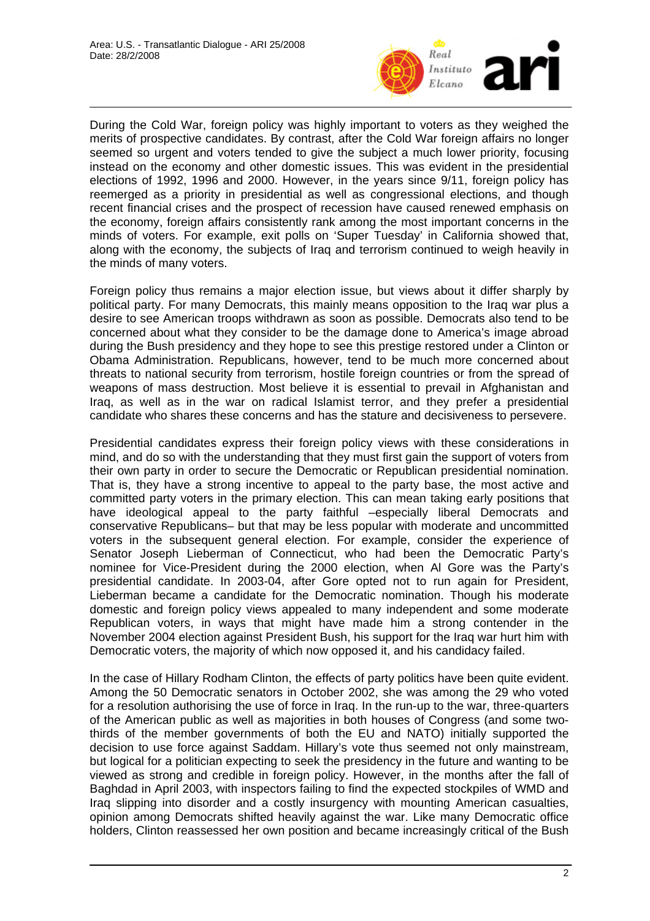During the Cold War, foreign policy was highly important to voters as they weighed the merits of prospective candidates. By contrast, after the Cold War foreign affairs no longer seemed so urgent and voters tended to give the subject a much lower priority, focusing instead on the economy and other domestic issues. This was evident in the presidential elections of 1992, 1996 and 2000. However, in the years since 9/11, foreign policy has reemerged as a priority in presidential as well as congressional elections, and though recent financial crises and the prospect of recession have caused renewed emphasis on the economy, foreign affairs consistently rank among the most important concerns in the minds of voters. For example, exit polls on 'Super Tuesday' in California showed that, along with the economy, the subjects of Iraq and terrorism continued to weigh heavily in the minds of many voters.

Foreign policy thus remains a major election issue, but views about it differ sharply by political party. For many Democrats, this mainly means opposition to the Iraq war plus a desire to see American troops withdrawn as soon as possible. Democrats also tend to be concerned about what they consider to be the damage done to America's image abroad during the Bush presidency and they hope to see this prestige restored under a Clinton or Obama Administration. Republicans, however, tend to be much more concerned about threats to national security from terrorism, hostile foreign countries or from the spread of weapons of mass destruction. Most believe it is essential to prevail in Afghanistan and Iraq, as well as in the war on radical Islamist terror, and they prefer a presidential candidate who shares these concerns and has the stature and decisiveness to persevere.

Presidential candidates express their foreign policy views with these considerations in mind, and do so with the understanding that they must first gain the support of voters from their own party in order to secure the Democratic or Republican presidential nomination. That is, they have a strong incentive to appeal to the party base, the most active and committed party voters in the primary election. This can mean taking early positions that have ideological appeal to the party faithful –especially liberal Democrats and conservative Republicans– but that may be less popular with moderate and uncommitted voters in the subsequent general election. For example, consider the experience of Senator Joseph Lieberman of Connecticut, who had been the Democratic Party's nominee for Vice-President during the 2000 election, when Al Gore was the Party's presidential candidate. In 2003-04, after Gore opted not to run again for President, Lieberman became a candidate for the Democratic nomination. Though his moderate domestic and foreign policy views appealed to many independent and some moderate Republican voters, in ways that might have made him a strong contender in the November 2004 election against President Bush, his support for the Iraq war hurt him with Democratic voters, the majority of which now opposed it, and his candidacy failed.

In the case of Hillary Rodham Clinton, the effects of party politics have been quite evident. Among the 50 Democratic senators in October 2002, she was among the 29 who voted for a resolution authorising the use of force in Iraq. In the run-up to the war, three-quarters of the American public as well as majorities in both houses of Congress (and some two-thirds of the member governments of both the EU and NATO) initially supported the decision to use force against Saddam. Hillary's vote thus seemed not only mainstream, but logical for a politician expecting to seek the presidency in the future and wanting to be viewed as strong and credible in foreign policy. However, in the months after the fall of Baghdad in April 2003, with inspectors failing to find the expected stockpiles of WMD and Iraq slipping into disorder and a costly insurgency with mounting American casualties, opinion among Democrats shifted heavily against the war. Like many Democratic office holders, Clinton reassessed her own position and became increasingly critical of the Bush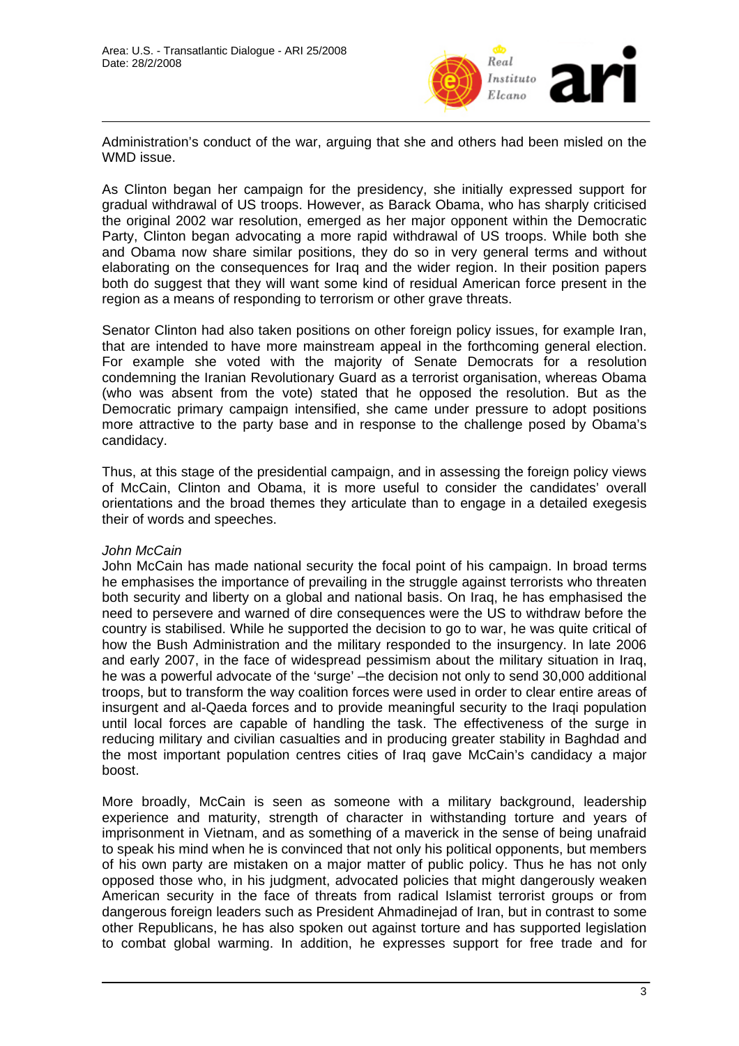Administration's conduct of the war, arguing that she and others had been misled on the WMD issue.

As Clinton began her campaign for the presidency, she initially expressed support for gradual withdrawal of US troops. However, as Barack Obama, who has sharply criticised the original 2002 war resolution, emerged as her major opponent within the Democratic Party, Clinton began advocating a more rapid withdrawal of US troops. While both she and Obama now share similar positions, they do so in very general terms and without elaborating on the consequences for Iraq and the wider region. In their position papers both do suggest that they will want some kind of residual American force present in the region as a means of responding to terrorism or other grave threats.

Senator Clinton had also taken positions on other foreign policy issues, for example Iran, that are intended to have more mainstream appeal in the forthcoming general election. For example she voted with the majority of Senate Democrats for a resolution condemning the Iranian Revolutionary Guard as a terrorist organisation, whereas Obama (who was absent from the vote) stated that he opposed the resolution. But as the Democratic primary campaign intensified, she came under pressure to adopt positions more attractive to the party base and in response to the challenge posed by Obama's candidacy.

Thus, at this stage of the presidential campaign, and in assessing the foreign policy views of McCain, Clinton and Obama, it is more useful to consider the candidates' overall orientations and the broad themes they articulate than to engage in a detailed exegesis their of words and speeches.

*John McCain*

John McCain has made national security the focal point of his campaign. In broad terms he emphasises the importance of prevailing in the struggle against terrorists who threaten both security and liberty on a global and national basis. On Iraq, he has emphasised the need to persevere and warned of dire consequences were the US to withdraw before the country is stabilised. While he supported the decision to go to war, he was quite critical of how the Bush Administration and the military responded to the insurgency. In late 2006 and early 2007, in the face of widespread pessimism about the military situation in Iraq, he was a powerful advocate of the 'surge' –the decision not only to send 30,000 additional troops, but to transform the way coalition forces were used in order to clear entire areas of insurgent and al-Qaeda forces and to provide meaningful security to the Iraqi population until local forces are capable of handling the task. The effectiveness of the surge in reducing military and civilian casualties and in producing greater stability in Baghdad and the most important population centres cities of Iraq gave McCain's candidacy a major boost.

More broadly, McCain is seen as someone with a military background, leadership experience and maturity, strength of character in withstanding torture and years of imprisonment in Vietnam, and as something of a maverick in the sense of being unafraid to speak his mind when he is convinced that not only his political opponents, but members of his own party are mistaken on a major matter of public policy. Thus he has not only opposed those who, in his judgment, advocated policies that might dangerously weaken American security in the face of threats from radical Islamist terrorist groups or from dangerous foreign leaders such as President Ahmadinejad of Iran, but in contrast to some other Republicans, he has also spoken out against torture and has supported legislation to combat global warming. In addition, he expresses support for free trade and for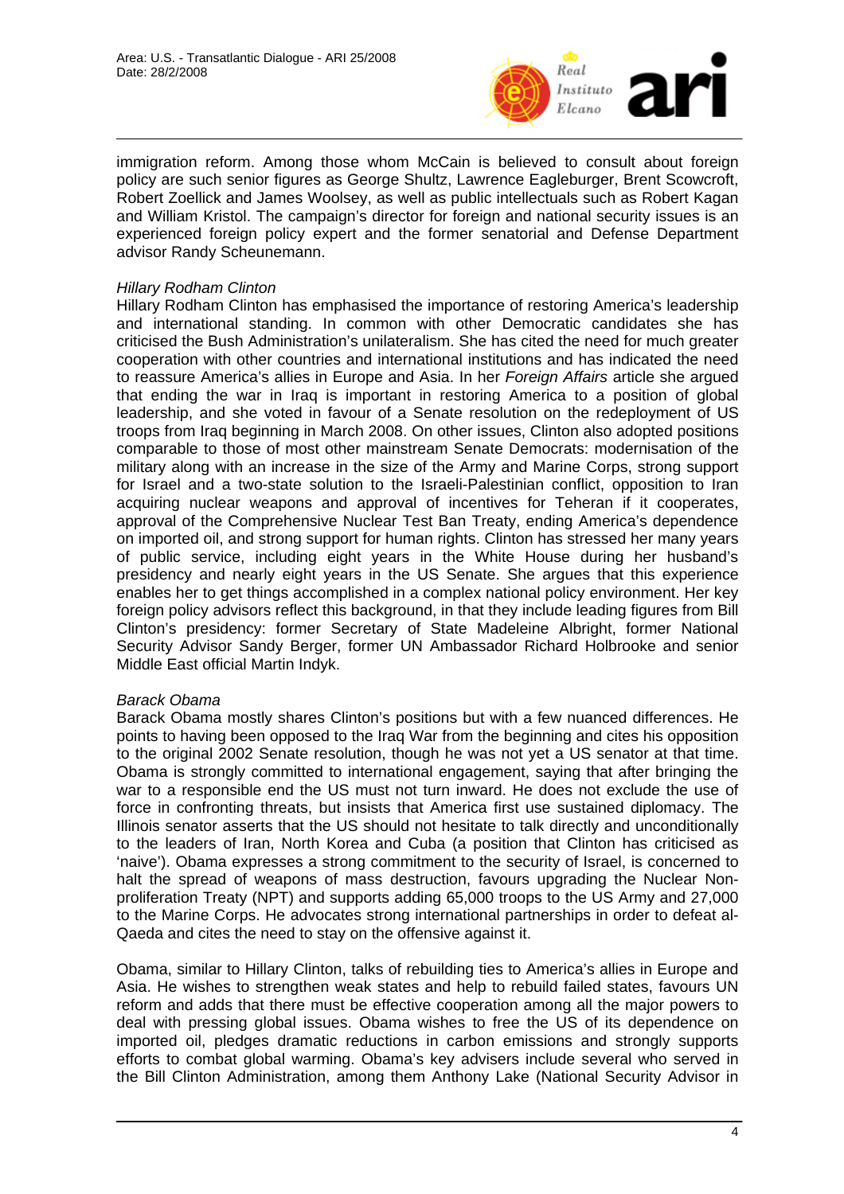immigration reform. Among those whom McCain is believed to consult about foreign policy are such senior figures as George Shultz, Lawrence Eagleburger, Brent Scowcroft, Robert Zoellick and James Woolsey, as well as public intellectuals such as Robert Kagan and William Kristol. The campaign's director for foreign and national security issues is an experienced foreign policy expert and the former senatorial and Defense Department advisor Randy Scheunemann.

*Hillary Rodham Clinton*

Hillary Rodham Clinton has emphasised the importance of restoring America's leadership and international standing. In common with other Democratic candidates she has criticised the Bush Administration's unilateralism. She has cited the need for much greater cooperation with other countries and international institutions and has indicated the need to reassure America's allies in Europe and Asia. In her *Foreign Affairs* article she argued that ending the war in Iraq is important in restoring America to a position of global leadership, and she voted in favour of a Senate resolution on the redeployment of US troops from Iraq beginning in March 2008. On other issues, Clinton also adopted positions comparable to those of most other mainstream Senate Democrats: modernisation of the military along with an increase in the size of the Army and Marine Corps, strong support for Israel and a two-state solution to the Israeli-Palestinian conflict, opposition to Iran acquiring nuclear weapons and approval of incentives for Teheran if it cooperates, approval of the Comprehensive Nuclear Test Ban Treaty, ending America's dependence on imported oil, and strong support for human rights. Clinton has stressed her many years of public service, including eight years in the White House during her husband's presidency and nearly eight years in the US Senate. She argues that this experience enables her to get things accomplished in a complex national policy environment. Her key foreign policy advisors reflect this background, in that they include leading figures from Bill Clinton's presidency: former Secretary of State Madeleine Albright, former National Security Advisor Sandy Berger, former UN Ambassador Richard Holbrooke and senior Middle East official Martin Indyk.

*Barack Obama*

Barack Obama mostly shares Clinton's positions but with a few nuanced differences. He points to having been opposed to the Iraq War from the beginning and cites his opposition to the original 2002 Senate resolution, though he was not yet a US senator at that time. Obama is strongly committed to international engagement, saying that after bringing the war to a responsible end the US must not turn inward. He does not exclude the use of force in confronting threats, but insists that America first use sustained diplomacy. The Illinois senator asserts that the US should not hesitate to talk directly and unconditionally to the leaders of Iran, North Korea and Cuba (a position that Clinton has criticised as 'naive'). Obama expresses a strong commitment to the security of Israel, is concerned to halt the spread of weapons of mass destruction, favours upgrading the Nuclear Non-proliferation Treaty (NPT) and supports adding 65,000 troops to the US Army and 27,000 to the Marine Corps. He advocates strong international partnerships in order to defeat al-Qaeda and cites the need to stay on the offensive against it.

Obama, similar to Hillary Clinton, talks of rebuilding ties to America's allies in Europe and Asia. He wishes to strengthen weak states and help to rebuild failed states, favours UN reform and adds that there must be effective cooperation among all the major powers to deal with pressing global issues. Obama wishes to free the US of its dependence on imported oil, pledges dramatic reductions in carbon emissions and strongly supports efforts to combat global warming. Obama's key advisers include several who served in the Bill Clinton Administration, among them Anthony Lake (National Security Advisor in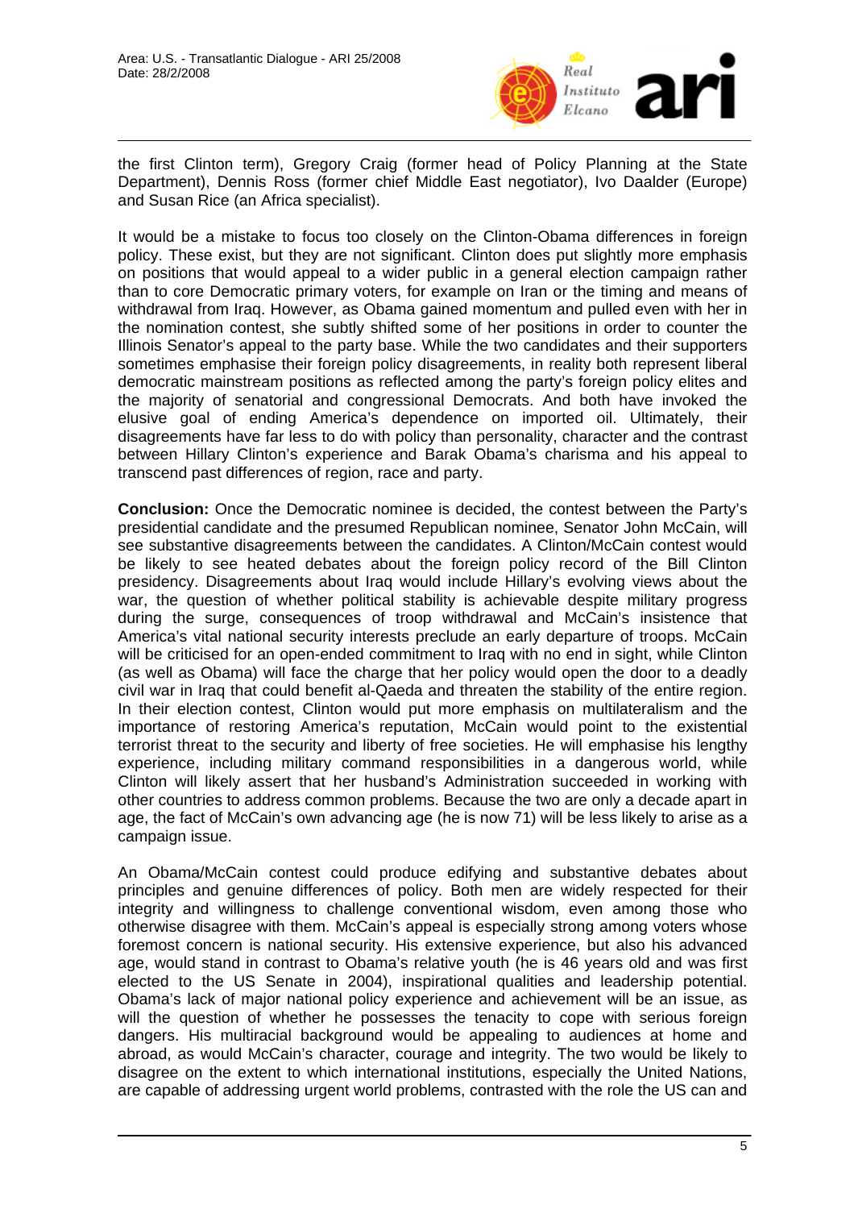the first Clinton term), Gregory Craig (former head of Policy Planning at the State Department), Dennis Ross (former chief Middle East negotiator), Ivo Daalder (Europe) and Susan Rice (an Africa specialist).

It would be a mistake to focus too closely on the Clinton-Obama differences in foreign policy. These exist, but they are not significant. Clinton does put slightly more emphasis on positions that would appeal to a wider public in a general election campaign rather than to core Democratic primary voters, for example on Iran or the timing and means of withdrawal from Iraq. However, as Obama gained momentum and pulled even with her in the nomination contest, she subtly shifted some of her positions in order to counter the Illinois Senator's appeal to the party base. While the two candidates and their supporters sometimes emphasise their foreign policy disagreements, in reality both represent liberal democratic mainstream positions as reflected among the party's foreign policy elites and the majority of senatorial and congressional Democrats. And both have invoked the elusive goal of ending America's dependence on imported oil. Ultimately, their disagreements have far less to do with policy than personality, character and the contrast between Hillary Clinton's experience and Barak Obama's charisma and his appeal to transcend past differences of region, race and party.

**Conclusion:** Once the Democratic nominee is decided, the contest between the Party's presidential candidate and the presumed Republican nominee, Senator John McCain, will see substantive disagreements between the candidates. A Clinton/McCain contest would be likely to see heated debates about the foreign policy record of the Bill Clinton presidency. Disagreements about Iraq would include Hillary's evolving views about the war, the question of whether political stability is achievable despite military progress during the surge, consequences of troop withdrawal and McCain's insistence that America's vital national security interests preclude an early departure of troops. McCain will be criticised for an open-ended commitment to Iraq with no end in sight, while Clinton (as well as Obama) will face the charge that her policy would open the door to a deadly civil war in Iraq that could benefit al-Qaeda and threaten the stability of the entire region. In their election contest, Clinton would put more emphasis on multilateralism and the importance of restoring America's reputation, McCain would point to the existential terrorist threat to the security and liberty of free societies. He will emphasise his lengthy experience, including military command responsibilities in a dangerous world, while Clinton will likely assert that her husband's Administration succeeded in working with other countries to address common problems. Because the two are only a decade apart in age, the fact of McCain's own advancing age (he is now 71) will be less likely to arise as a campaign issue.

An Obama/McCain contest could produce edifying and substantive debates about principles and genuine differences of policy. Both men are widely respected for their integrity and willingness to challenge conventional wisdom, even among those who otherwise disagree with them. McCain's appeal is especially strong among voters whose foremost concern is national security. His extensive experience, but also his advanced age, would stand in contrast to Obama's relative youth (he is 46 years old and was first elected to the US Senate in 2004), inspirational qualities and leadership potential. Obama's lack of major national policy experience and achievement will be an issue, as will the question of whether he possesses the tenacity to cope with serious foreign dangers. His multiracial background would be appealing to audiences at home and abroad, as would McCain's character, courage and integrity. The two would be likely to disagree on the extent to which international institutions, especially the United Nations, are capable of addressing urgent world problems, contrasted with the role the US can and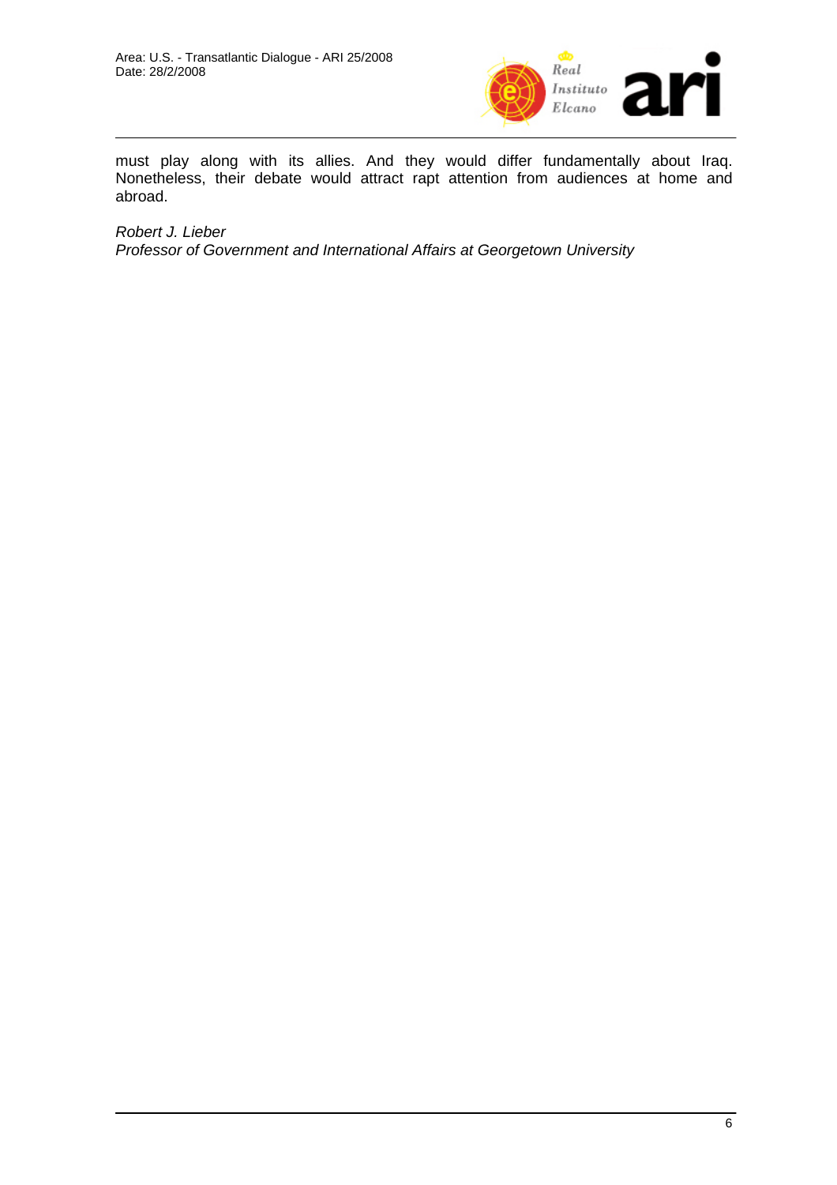must play along with its allies. And they would differ fundamentally about Iraq. Nonetheless, their debate would attract rapt attention from audiences at home and abroad.

*Robert J. Lieber*
*Professor of Government and International Affairs at Georgetown University*